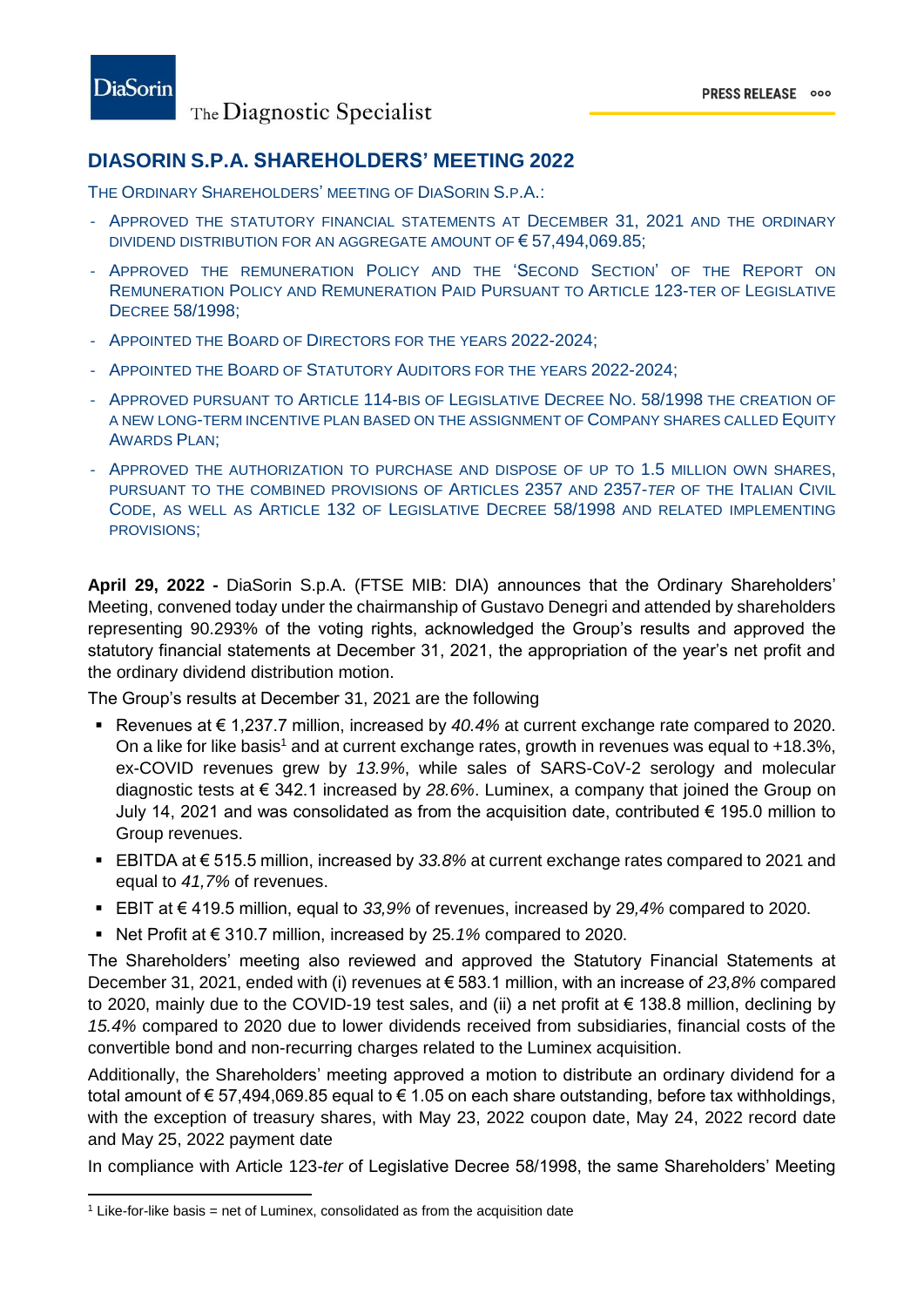# DIASORIN S.P.A. SHAREHOLDERS' MEETING 2022

THE ORDINARY SHAREHOLDERS' MEETING OF DIASORIN S.P.A.:

- APPROVED THE STATUTORY FINANCIAL STATEMENTS AT DECEMBER 31, 2021 AND THE ORDINARY DIVIDEND DISTRIBUTION FOR AN AGGREGATE AMOUNT OF € 57,494,069.85;
- APPROVED THE REMUNERATION POLICY AND THE 'SECOND SECTION' OF THE REPORT ON REMUNERATION POLICY AND REMUNERATION PAID PURSUANT TO ARTICLE 123-TER OF LEGISLATIVE DECREE 58/1998;
- APPOINTED THE BOARD OF DIRECTORS FOR THE YEARS 2022-2024;
- APPOINTED THE BOARD OF STATUTORY AUDITORS FOR THE YEARS 2022-2024;
- APPROVED PURSUANT TO ARTICLE 114-BIS OF LEGISLATIVE DECREE NO. 58/1998 THE CREATION OF A NEW LONG-TERM INCENTIVE PLAN BASED ON THE ASSIGNMENT OF COMPANY SHARES CALLED EQUITY AWARDS PLAN;
- APPROVED THE AUTHORIZATION TO PURCHASE AND DISPOSE OF UP TO 1.5 MILLION OWN SHARES, PURSUANT TO THE COMBINED PROVISIONS OF ARTICLES 2357 AND 2357-*TER* OF THE ITALIAN CIVIL CODE, AS WELL AS ARTICLE 132 OF LEGISLATIVE DECREE 58/1998 AND RELATED IMPLEMENTING PROVISIONS;

**April 29, 2022 -** DiaSorin S.p.A. (FTSE MIB: DIA) announces that the Ordinary Shareholders' Meeting, convened today under the chairmanship of Gustavo Denegri and attended by shareholders representing 90.293% of the voting rights, acknowledged the Group's results and approved the statutory financial statements at December 31, 2021, the appropriation of the year's net profit and the ordinary dividend distribution motion.

The Group's results at December 31, 2021 are the following

- Revenues at € 1,237.7 million, increased by *40.4%* at current exchange rate compared to 2020. On a like for like basis[1] and at current exchange rates, growth in revenues was equal to +18.3%, ex-COVID revenues grew by *13.9%*, while sales of SARS-CoV-2 serology and molecular diagnostic tests at € 342.1 increased by *28.6%*. Luminex, a company that joined the Group on July 14, 2021 and was consolidated as from the acquisition date, contributed € 195.0 million to Group revenues.
- EBITDA at € 515.5 million, increased by *33.8%* at current exchange rates compared to 2021 and equal to *41,7%* of revenues.
- EBIT at € 419.5 million, equal to *33,9%* of revenues, increased by 29*,4%* compared to 2020.
- Net Profit at € 310.7 million, increased by 25*.1%* compared to 2020.

The Shareholders' meeting also reviewed and approved the Statutory Financial Statements at December 31, 2021, ended with (i) revenues at € 583.1 million, with an increase of *23,8%* compared to 2020, mainly due to the COVID-19 test sales, and (ii) a net profit at € 138.8 million, declining by *15.4%* compared to 2020 due to lower dividends received from subsidiaries, financial costs of the convertible bond and non-recurring charges related to the Luminex acquisition.

Additionally, the Shareholders' meeting approved a motion to distribute an ordinary dividend for a total amount of € 57,494,069.85 equal to € 1.05 on each share outstanding, before tax withholdings, with the exception of treasury shares, with May 23, 2022 coupon date, May 24, 2022 record date and May 25, 2022 payment date

In compliance with Article 123-*ter* of Legislative Decree 58/1998, the same Shareholders' Meeting

[1] Like-for-like basis = net of Luminex, consolidated as from the acquisition date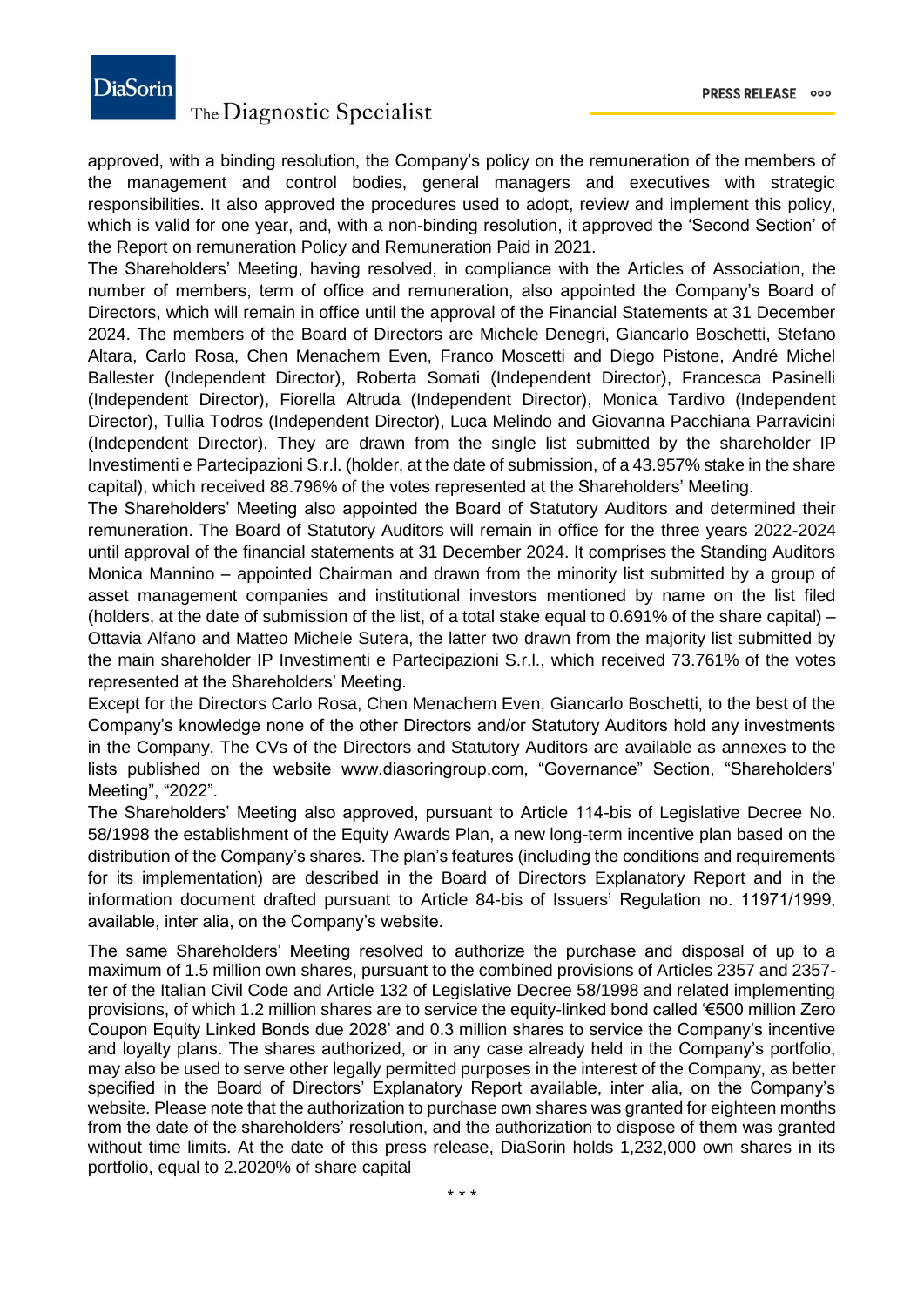approved, with a binding resolution, the Company's policy on the remuneration of the members of the management and control bodies, general managers and executives with strategic responsibilities. It also approved the procedures used to adopt, review and implement this policy, which is valid for one year, and, with a non-binding resolution, it approved the 'Second Section' of the Report on remuneration Policy and Remuneration Paid in 2021.

The Shareholders' Meeting, having resolved, in compliance with the Articles of Association, the number of members, term of office and remuneration, also appointed the Company's Board of Directors, which will remain in office until the approval of the Financial Statements at 31 December 2024. The members of the Board of Directors are Michele Denegri, Giancarlo Boschetti, Stefano Altara, Carlo Rosa, Chen Menachem Even, Franco Moscetti and Diego Pistone, André Michel Ballester (Independent Director), Roberta Somati (Independent Director), Francesca Pasinelli (Independent Director), Fiorella Altruda (Independent Director), Monica Tardivo (Independent Director), Tullia Todros (Independent Director), Luca Melindo and Giovanna Pacchiana Parravicini (Independent Director). They are drawn from the single list submitted by the shareholder IP Investimenti e Partecipazioni S.r.l. (holder, at the date of submission, of a 43.957% stake in the share capital), which received 88.796% of the votes represented at the Shareholders' Meeting.

The Shareholders' Meeting also appointed the Board of Statutory Auditors and determined their remuneration. The Board of Statutory Auditors will remain in office for the three years 2022-2024 until approval of the financial statements at 31 December 2024. It comprises the Standing Auditors Monica Mannino – appointed Chairman and drawn from the minority list submitted by a group of asset management companies and institutional investors mentioned by name on the list filed (holders, at the date of submission of the list, of a total stake equal to 0.691% of the share capital) – Ottavia Alfano and Matteo Michele Sutera, the latter two drawn from the majority list submitted by the main shareholder IP Investimenti e Partecipazioni S.r.l., which received 73.761% of the votes represented at the Shareholders' Meeting.

Except for the Directors Carlo Rosa, Chen Menachem Even, Giancarlo Boschetti, to the best of the Company's knowledge none of the other Directors and/or Statutory Auditors hold any investments in the Company. The CVs of the Directors and Statutory Auditors are available as annexes to the lists published on the website www.diasoringroup.com, "Governance" Section, "Shareholders' Meeting", "2022".

The Shareholders' Meeting also approved, pursuant to Article 114-bis of Legislative Decree No. 58/1998 the establishment of the Equity Awards Plan, a new long-term incentive plan based on the distribution of the Company's shares. The plan's features (including the conditions and requirements for its implementation) are described in the Board of Directors Explanatory Report and in the information document drafted pursuant to Article 84-bis of Issuers' Regulation no. 11971/1999, available, inter alia, on the Company's website.

The same Shareholders' Meeting resolved to authorize the purchase and disposal of up to a maximum of 1.5 million own shares, pursuant to the combined provisions of Articles 2357 and 2357-ter of the Italian Civil Code and Article 132 of Legislative Decree 58/1998 and related implementing provisions, of which 1.2 million shares are to service the equity-linked bond called '€500 million Zero Coupon Equity Linked Bonds due 2028' and 0.3 million shares to service the Company's incentive and loyalty plans. The shares authorized, or in any case already held in the Company's portfolio, may also be used to serve other legally permitted purposes in the interest of the Company, as better specified in the Board of Directors' Explanatory Report available, inter alia, on the Company's website. Please note that the authorization to purchase own shares was granted for eighteen months from the date of the shareholders' resolution, and the authorization to dispose of them was granted without time limits. At the date of this press release, DiaSorin holds 1,232,000 own shares in its portfolio, equal to 2.2020% of share capital

\* \* \*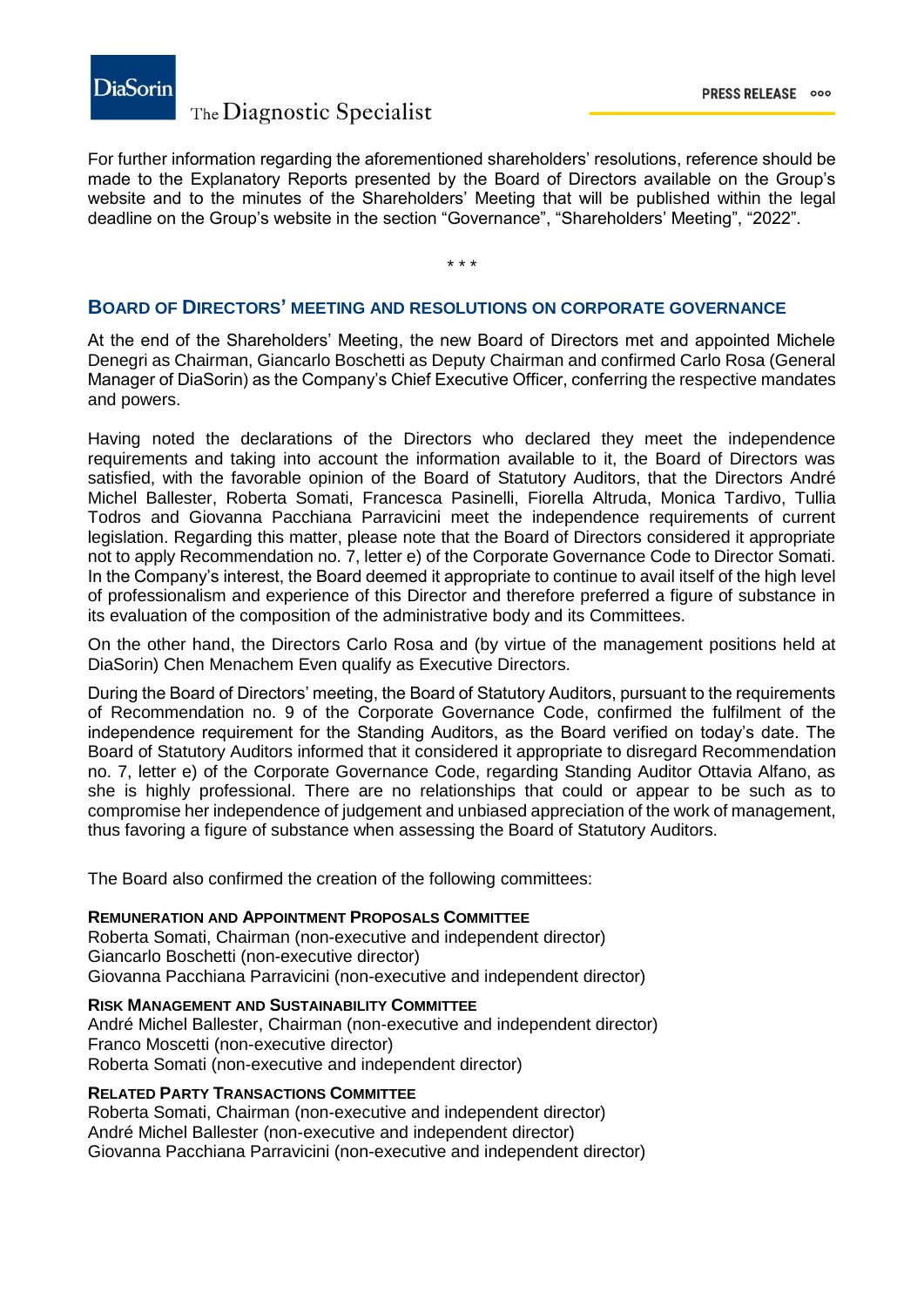For further information regarding the aforementioned shareholders' resolutions, reference should be made to the Explanatory Reports presented by the Board of Directors available on the Group's website and to the minutes of the Shareholders' Meeting that will be published within the legal deadline on the Group's website in the section "Governance", "Shareholders' Meeting", "2022".

\* \* \*

## BOARD OF DIRECTORS' MEETING AND RESOLUTIONS ON CORPORATE GOVERNANCE

At the end of the Shareholders' Meeting, the new Board of Directors met and appointed Michele Denegri as Chairman, Giancarlo Boschetti as Deputy Chairman and confirmed Carlo Rosa (General Manager of DiaSorin) as the Company's Chief Executive Officer, conferring the respective mandates and powers.

Having noted the declarations of the Directors who declared they meet the independence requirements and taking into account the information available to it, the Board of Directors was satisfied, with the favorable opinion of the Board of Statutory Auditors, that the Directors André Michel Ballester, Roberta Somati, Francesca Pasinelli, Fiorella Altruda, Monica Tardivo, Tullia Todros and Giovanna Pacchiana Parravicini meet the independence requirements of current legislation. Regarding this matter, please note that the Board of Directors considered it appropriate not to apply Recommendation no. 7, letter e) of the Corporate Governance Code to Director Somati. In the Company's interest, the Board deemed it appropriate to continue to avail itself of the high level of professionalism and experience of this Director and therefore preferred a figure of substance in its evaluation of the composition of the administrative body and its Committees.

On the other hand, the Directors Carlo Rosa and (by virtue of the management positions held at DiaSorin) Chen Menachem Even qualify as Executive Directors.

During the Board of Directors' meeting, the Board of Statutory Auditors, pursuant to the requirements of Recommendation no. 9 of the Corporate Governance Code, confirmed the fulfilment of the independence requirement for the Standing Auditors, as the Board verified on today's date. The Board of Statutory Auditors informed that it considered it appropriate to disregard Recommendation no. 7, letter e) of the Corporate Governance Code, regarding Standing Auditor Ottavia Alfano, as she is highly professional. There are no relationships that could or appear to be such as to compromise her independence of judgement and unbiased appreciation of the work of management, thus favoring a figure of substance when assessing the Board of Statutory Auditors.

The Board also confirmed the creation of the following committees:

**REMUNERATION AND APPOINTMENT PROPOSALS COMMITTEE**
Roberta Somati, Chairman (non-executive and independent director)
Giancarlo Boschetti (non-executive director)
Giovanna Pacchiana Parravicini (non-executive and independent director)

**RISK MANAGEMENT AND SUSTAINABILITY COMMITTEE**
André Michel Ballester, Chairman (non-executive and independent director)
Franco Moscetti (non-executive director)
Roberta Somati (non-executive and independent director)

**RELATED PARTY TRANSACTIONS COMMITTEE**
Roberta Somati, Chairman (non-executive and independent director)
André Michel Ballester (non-executive and independent director)
Giovanna Pacchiana Parravicini (non-executive and independent director)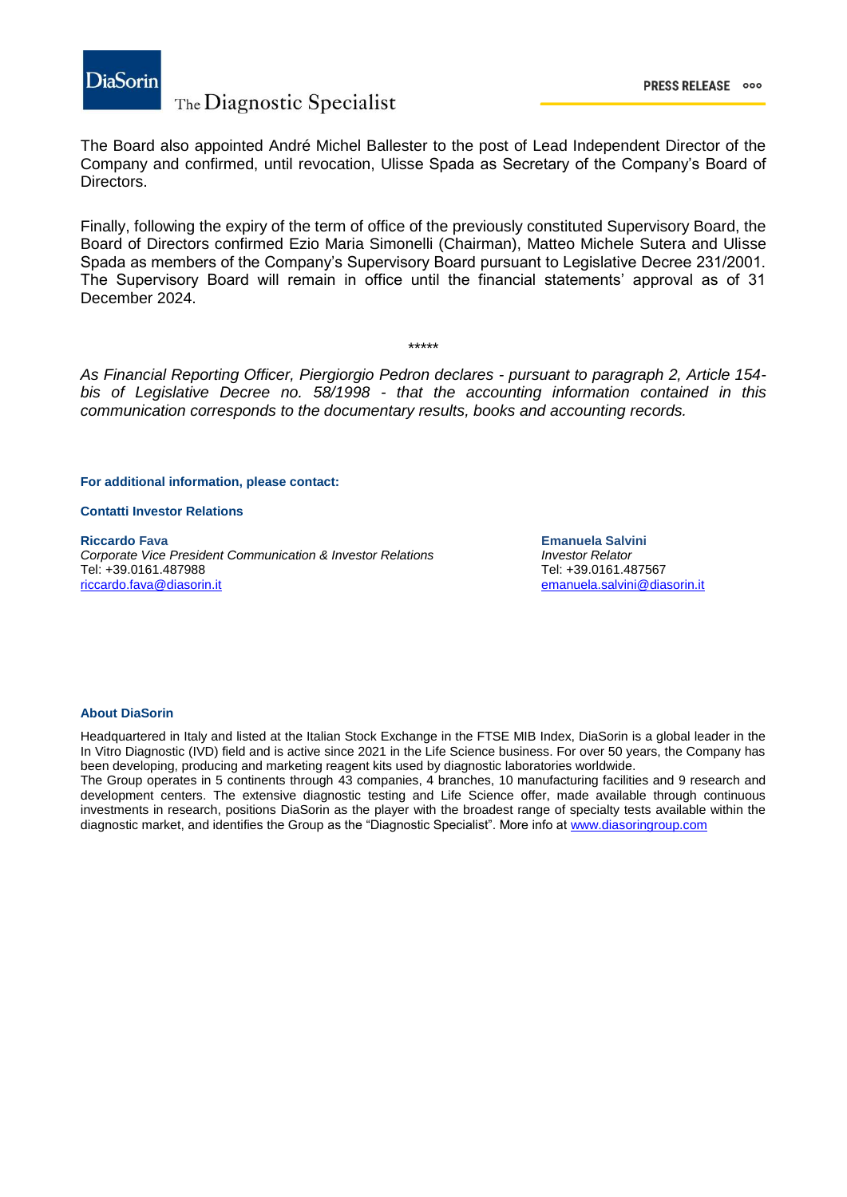The Board also appointed André Michel Ballester to the post of Lead Independent Director of the Company and confirmed, until revocation, Ulisse Spada as Secretary of the Company's Board of Directors.

Finally, following the expiry of the term of office of the previously constituted Supervisory Board, the Board of Directors confirmed Ezio Maria Simonelli (Chairman), Matteo Michele Sutera and Ulisse Spada as members of the Company's Supervisory Board pursuant to Legislative Decree 231/2001. The Supervisory Board will remain in office until the financial statements' approval as of 31 December 2024.

*****

*As Financial Reporting Officer, Piergiorgio Pedron declares - pursuant to paragraph 2, Article 154-bis of Legislative Decree no. 58/1998 - that the accounting information contained in this communication corresponds to the documentary results, books and accounting records.*

**For additional information, please contact:**

**Contatti Investor Relations**

**Riccardo Fava**
*Corporate Vice President Communication & Investor Relations*
Tel: +39.0161.487988
riccardo.fava@diasorin.it

**Emanuela Salvini**
*Investor Relator*
Tel: +39.0161.487567
emanuela.salvini@diasorin.it

**About DiaSorin**

Headquartered in Italy and listed at the Italian Stock Exchange in the FTSE MIB Index, DiaSorin is a global leader in the In Vitro Diagnostic (IVD) field and is active since 2021 in the Life Science business. For over 50 years, the Company has been developing, producing and marketing reagent kits used by diagnostic laboratories worldwide.
The Group operates in 5 continents through 43 companies, 4 branches, 10 manufacturing facilities and 9 research and development centers. The extensive diagnostic testing and Life Science offer, made available through continuous investments in research, positions DiaSorin as the player with the broadest range of specialty tests available within the diagnostic market, and identifies the Group as the "Diagnostic Specialist". More info at www.diasoringroup.com